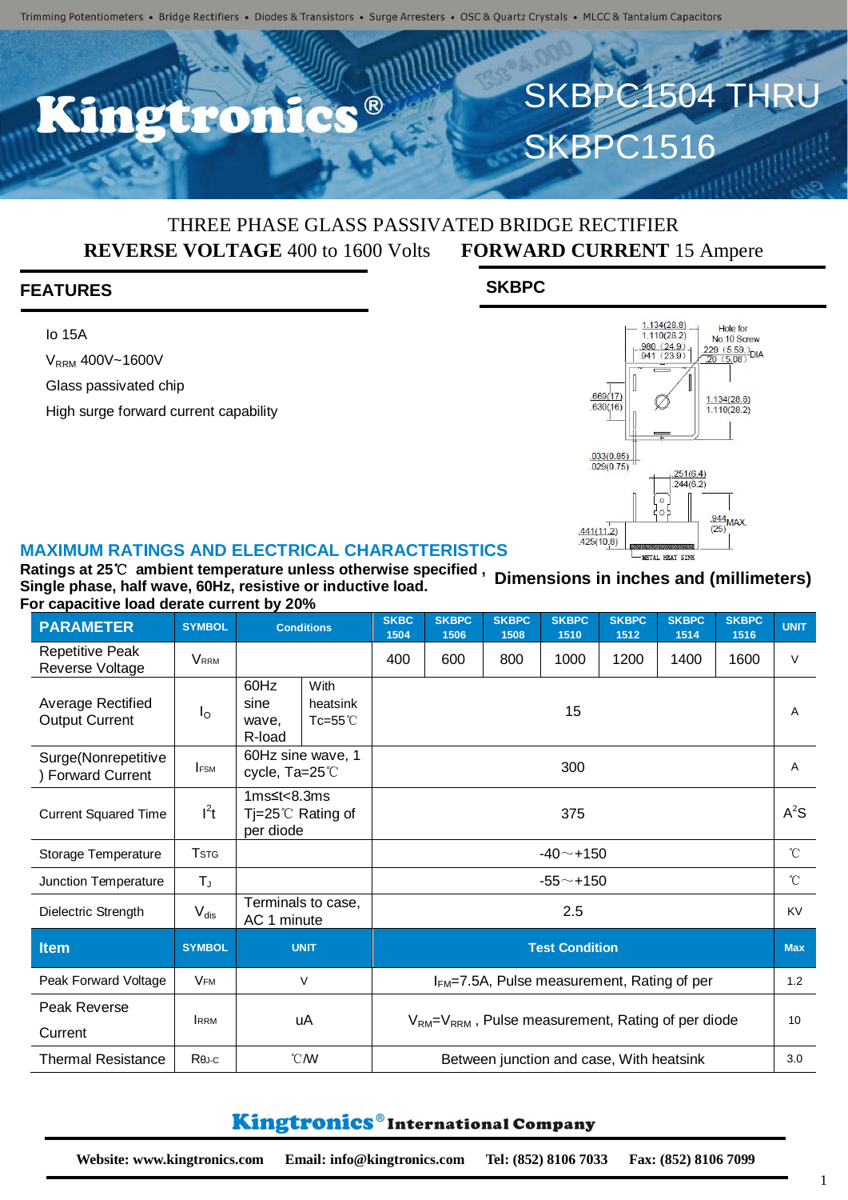# SKBPC1504 THRU SKBPC1516

THREE PHASE GLASS PASSIVATED BRIDGE RECTIFIER

**REVERSE VOLTAGE** 400 to 1600 Volts **FORWARD CURRENT** 15 Ampere

## FEATURES

Io 15A

$V_{RRM}$ 400V~1600V

Glass passivated chip

High surge forward current capability

## SKBPC

1.134(28.8)
1.110(28.2)
.980 (24.9)
.941 (23.9)
Hole for
No.10 Screw
.229 (5.59)
.20 (5.08)
DIA
.669(17)
.630(16)
1.134(28.8)
1.110(28.2)
.033(0.85)
.029(0.75)
.251(6.4)
.244(6.2)
.441(11.2)
.425(10.8)
.944 (25) MAX.
METAL HEAT SINK

Dimensions in inches and (millimeters)

## MAXIMUM RATINGS AND ELECTRICAL CHARACTERISTICS

**Ratings at 25℃ ambient temperature unless otherwise specified ,**
**Single phase, half wave, 60Hz, resistive or inductive load.**
**For capacitive load derate current by 20%**

| PARAMETER | SYMBOL | Conditions | | SKBC 1504 | SKBPC 1506 | SKBPC 1508 | SKBPC 1510 | SKBPC 1512 | SKBPC 1514 | SKBPC 1516 | UNIT |
|---|---|---|---|---|---|---|---|---|---|---|---|
| Repetitive Peak Reverse Voltage | $V_{RRM}$ | | | 400 | 600 | 800 | 1000 | 1200 | 1400 | 1600 | V |
| Average Rectified Output Current | $I_O$ | 60Hz sine wave, R-load | With heatsink Tc=55℃ | 15 | | | | | | | A |
| Surge(Nonrepetitive ) Forward Current | $I_{FSM}$ | 60Hz sine wave, 1 cycle, Ta=25℃ | | 300 | | | | | | | A |
| Current Squared Time | $I^2t$ | 1ms≤t<8.3ms Tj=25℃ Rating of per diode | | 375 | | | | | | | $A^2S$ |
| Storage Temperature | $T_{STG}$ | | | -40～+150 | | | | | | | ℃ |
| Junction Temperature | $T_J$ | | | -55～+150 | | | | | | | ℃ |
| Dielectric Strength | $V_{dis}$ | Terminals to case, AC 1 minute | | 2.5 | | | | | | | KV |
| **Item** | **SYMBOL** | **UNIT** | | **Test Condition** | | | | | | | **Max** |
| Peak Forward Voltage | $V_{FM}$ | V | | $I_{FM}$=7.5A, Pulse measurement, Rating of per | | | | | | | 1.2 |
| Peak Reverse Current | $I_{RRM}$ | uA | | $V_{RM}$=$V_{RRM}$ , Pulse measurement, Rating of per diode | | | | | | | 10 |
| Thermal Resistance | $R_{\theta J\text{-}C}$ | ℃/W | | Between junction and case, With heatsink | | | | | | | 3.0 |

**Kingtronics® International Company**

**Website: www.kingtronics.com Email: info@kingtronics.com Tel: (852) 8106 7033 Fax: (852) 8106 7099**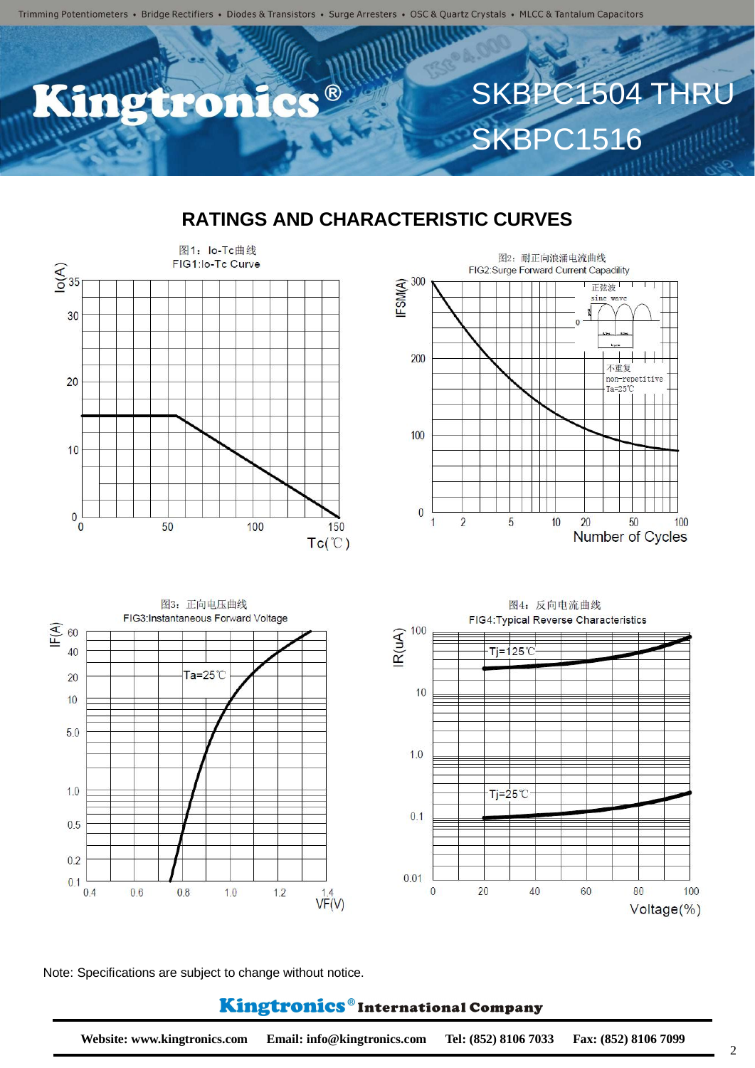# SKBPC1504 THRU SKBPC1516

## RATINGS AND CHARACTERISTIC CURVES

图1：Io-Tc曲线
FIG1:Io-Tc Curve

Io(A)
35
30
20
10
0
0
50
100
150
Tc(℃)

图2：耐正向浪涌电流曲线
FIG2:Surge Forward Current Capadility

IFSM(A)
300
200
100
0
1
2
5
10
20
50
100
Number of Cycles

正弦波
sine wave
不重复
non-repetitive
Ta=25℃

图3：正向电压曲线
FIG3:Instantaneous Forward Voltage

IF(A)
60
40
20
10
5.0
1.0
0.5
0.2
0.1
0.4
0.6
0.8
1.0
1.2
1.4
VF(V)

Ta=25℃

图4：反向电流曲线
FIG4:Typical Reverse Characteristics

IR(uA)
100
10
1.0
0.1
0.01
0
20
40
60
80
100
Voltage(%)

Tj=125℃
Tj=25℃

Note: Specifications are subject to change without notice.

**Kingtronics® International Company**

**Website: www.kingtronics.com Email: info@kingtronics.com Tel: (852) 8106 7033 Fax: (852) 8106 7099**